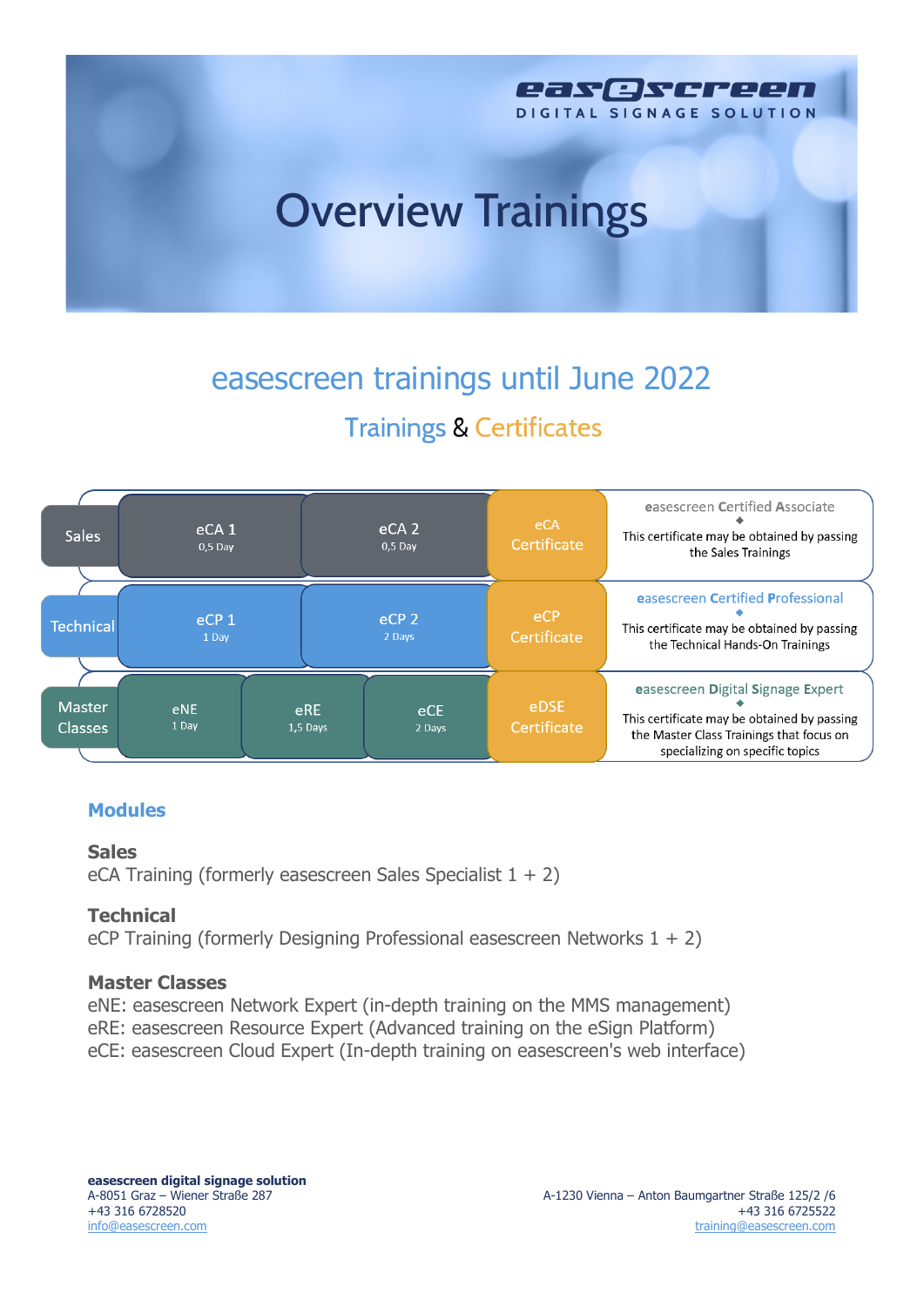# Overview Trainings

## easescreen trainings until June 2022

### Trainings & Certificates

| | | | | Certificate | Description |
|---|---|---|---|---|---|
| Sales | eCA 1<br>0,5 Day | eCA 2<br>0,5 Day | | eCA Certificate | **easescreen Certified Associate**<br>This certificate may be obtained by passing the Sales Trainings |
| Technical | eCP 1<br>1 Day | eCP 2<br>2 Days | | eCP Certificate | **easescreen Certified Professional**<br>This certificate may be obtained by passing the Technical Hands-On Trainings |
| Master Classes | eNE<br>1 Day | eRE<br>1,5 Days | eCE<br>2 Days | eDSE Certificate | **easescreen Digital Signage Expert**<br>This certificate may be obtained by passing the Master Class Trainings that focus on specializing on specific topics |

### Modules

**Sales**
eCA Training (formerly easescreen Sales Specialist 1 + 2)

**Technical**
eCP Training (formerly Designing Professional easescreen Networks 1 + 2)

**Master Classes**
eNE: easescreen Network Expert (in-depth training on the MMS management)
eRE: easescreen Resource Expert (Advanced training on the eSign Platform)
eCE: easescreen Cloud Expert (In-depth training on easescreen's web interface)

**easescreen digital signage solution**
A-8051 Graz – Wiener Straße 287
+43 316 6728520
info@easescreen.com

A-1230 Vienna – Anton Baumgartner Straße 125/2 /6
+43 316 6725522
training@easescreen.com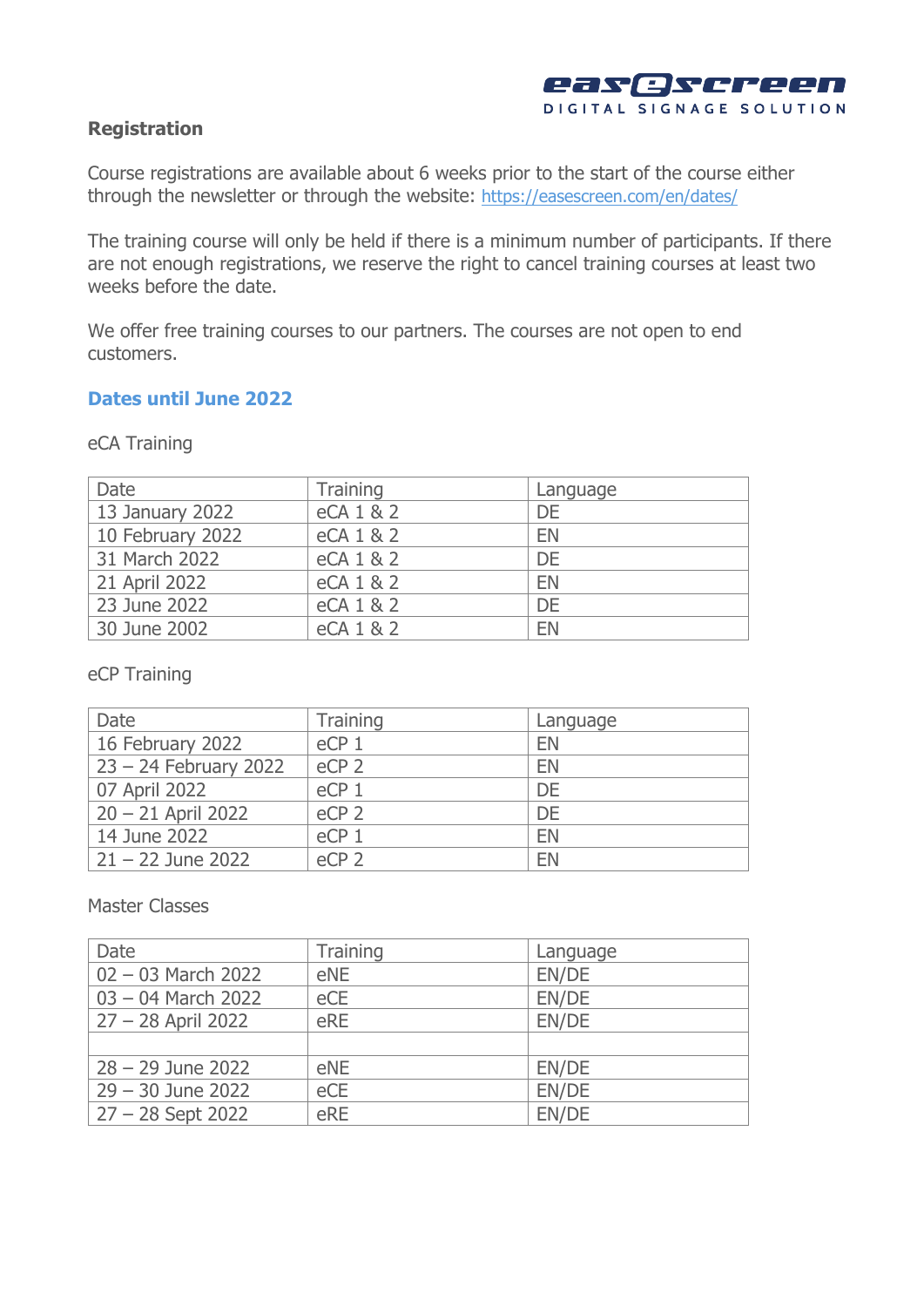## Registration

Course registrations are available about 6 weeks prior to the start of the course either through the newsletter or through the website: https://easescreen.com/en/dates/

The training course will only be held if there is a minimum number of participants. If there are not enough registrations, we reserve the right to cancel training courses at least two weeks before the date.

We offer free training courses to our partners. The courses are not open to end customers.

### Dates until June 2022

eCA Training

| Date | Training | Language |
|---|---|---|
| 13 January 2022 | eCA 1 & 2 | DE |
| 10 February 2022 | eCA 1 & 2 | EN |
| 31 March 2022 | eCA 1 & 2 | DE |
| 21 April 2022 | eCA 1 & 2 | EN |
| 23 June 2022 | eCA 1 & 2 | DE |
| 30 June 2002 | eCA 1 & 2 | EN |

eCP Training

| Date | Training | Language |
|---|---|---|
| 16 February 2022 | eCP 1 | EN |
| 23 – 24 February 2022 | eCP 2 | EN |
| 07 April 2022 | eCP 1 | DE |
| 20 – 21 April 2022 | eCP 2 | DE |
| 14 June 2022 | eCP 1 | EN |
| 21 – 22 June 2022 | eCP 2 | EN |

Master Classes

| Date | Training | Language |
|---|---|---|
| 02 – 03 March 2022 | eNE | EN/DE |
| 03 – 04 March 2022 | eCE | EN/DE |
| 27 – 28 April 2022 | eRE | EN/DE |
| | | |
| 28 – 29 June 2022 | eNE | EN/DE |
| 29 – 30 June 2022 | eCE | EN/DE |
| 27 – 28 Sept 2022 | eRE | EN/DE |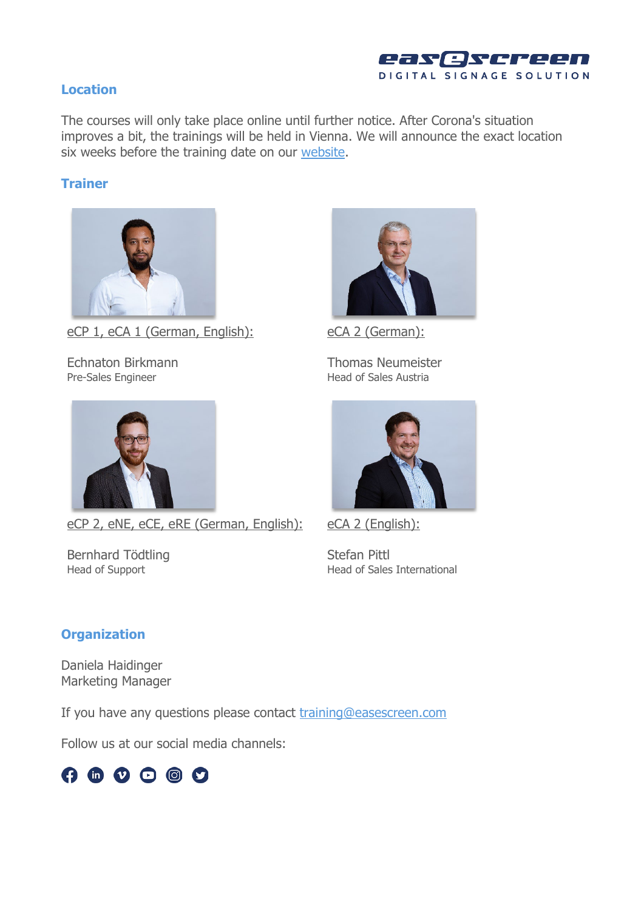## Location

The courses will only take place online until further notice. After Corona's situation improves a bit, the trainings will be held in Vienna. We will announce the exact location six weeks before the training date on our website.

## Trainer

eCP 1, eCA 1 (German, English):

Echnaton Birkmann
Pre-Sales Engineer

eCA 2 (German):

Thomas Neumeister
Head of Sales Austria

eCP 2, eNE, eCE, eRE (German, English):

Bernhard Tödtling
Head of Support

eCA 2 (English):

Stefan Pittl
Head of Sales International

## Organization

Daniela Haidinger
Marketing Manager

If you have any questions please contact training@easescreen.com

Follow us at our social media channels: